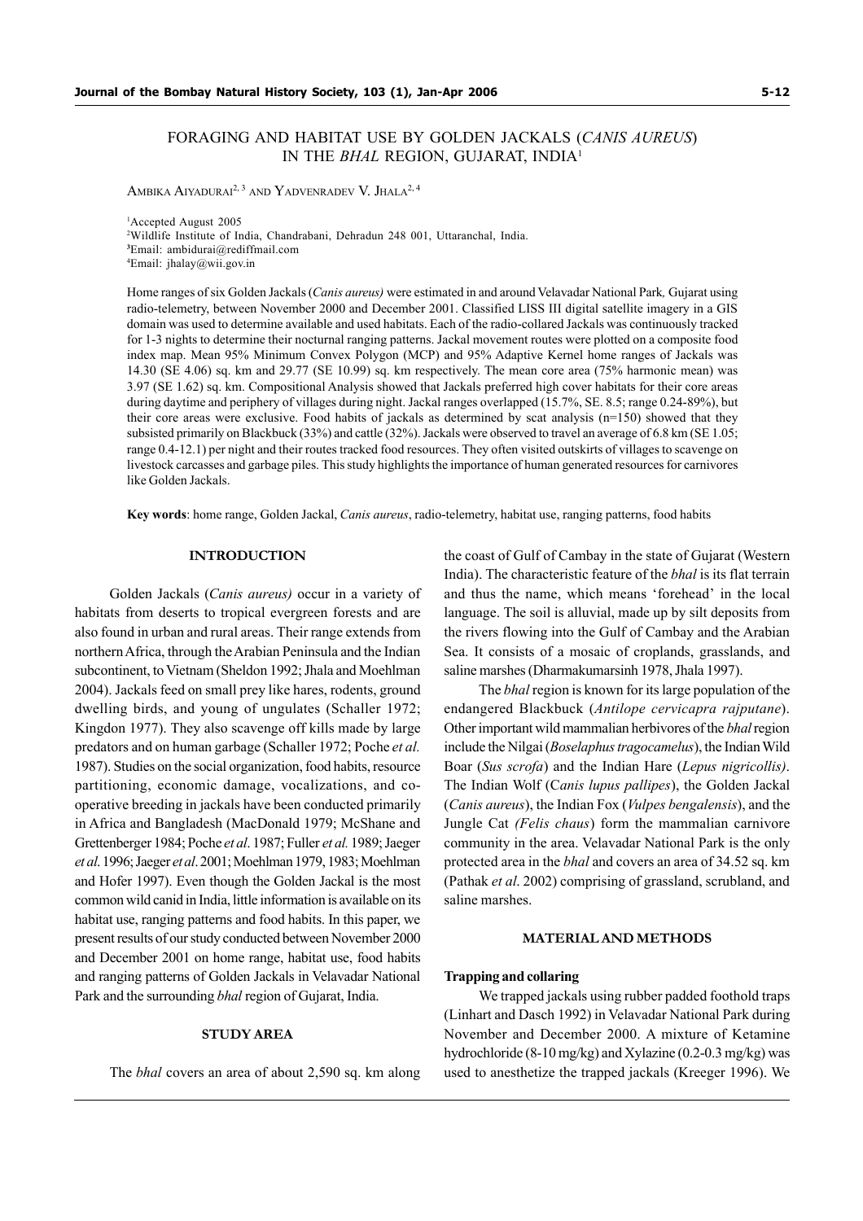# FORAGING AND HABITAT USE BY GOLDEN JACKALS (*CANIS AUREUS*) IN THE *BHAL* REGION, GUJARAT, INDIA[1]

AMBIKA AIYADURAI[2,3] AND YADVENRADEV V. JHALA[2,4]

[1]Accepted August 2005
[2]Wildlife Institute of India, Chandrabani, Dehradun 248 001, Uttaranchal, India.
[3]Email: ambidurai@rediffmail.com
[4]Email: jhalay@wii.gov.in

Home ranges of six Golden Jackals (*Canis aureus)* were estimated in and around Velavadar National Park*,* Gujarat using radio-telemetry, between November 2000 and December 2001. Classified LISS III digital satellite imagery in a GIS domain was used to determine available and used habitats. Each of the radio-collared Jackals was continuously tracked for 1-3 nights to determine their nocturnal ranging patterns. Jackal movement routes were plotted on a composite food index map. Mean 95% Minimum Convex Polygon (MCP) and 95% Adaptive Kernel home ranges of Jackals was 14.30 (SE 4.06) sq. km and 29.77 (SE 10.99) sq. km respectively. The mean core area (75% harmonic mean) was 3.97 (SE 1.62) sq. km. Compositional Analysis showed that Jackals preferred high cover habitats for their core areas during daytime and periphery of villages during night. Jackal ranges overlapped (15.7%, SE. 8.5; range 0.24-89%), but their core areas were exclusive. Food habits of jackals as determined by scat analysis (n=150) showed that they subsisted primarily on Blackbuck (33%) and cattle (32%). Jackals were observed to travel an average of 6.8 km (SE 1.05; range 0.4-12.1) per night and their routes tracked food resources. They often visited outskirts of villages to scavenge on livestock carcasses and garbage piles. This study highlights the importance of human generated resources for carnivores like Golden Jackals.

**Key words**: home range, Golden Jackal, *Canis aureus*, radio-telemetry, habitat use, ranging patterns, food habits

## INTRODUCTION

Golden Jackals (*Canis aureus)* occur in a variety of habitats from deserts to tropical evergreen forests and are also found in urban and rural areas. Their range extends from northern Africa, through the Arabian Peninsula and the Indian subcontinent, to Vietnam (Sheldon 1992; Jhala and Moehlman 2004). Jackals feed on small prey like hares, rodents, ground dwelling birds, and young of ungulates (Schaller 1972; Kingdon 1977). They also scavenge off kills made by large predators and on human garbage (Schaller 1972; Poche *et al.* 1987). Studies on the social organization, food habits, resource partitioning, economic damage, vocalizations, and co-operative breeding in jackals have been conducted primarily in Africa and Bangladesh (MacDonald 1979; McShane and Grettenberger 1984; Poche *et al*. 1987; Fuller *et al.* 1989; Jaeger *et al.* 1996; Jaeger *et al*. 2001; Moehlman 1979, 1983; Moehlman and Hofer 1997). Even though the Golden Jackal is the most common wild canid in India, little information is available on its habitat use, ranging patterns and food habits. In this paper, we present results of our study conducted between November 2000 and December 2001 on home range, habitat use, food habits and ranging patterns of Golden Jackals in Velavadar National Park and the surrounding *bhal* region of Gujarat, India.

## STUDY AREA

The *bhal* covers an area of about 2,590 sq. km along the coast of Gulf of Cambay in the state of Gujarat (Western India). The characteristic feature of the *bhal* is its flat terrain and thus the name, which means 'forehead' in the local language. The soil is alluvial, made up by silt deposits from the rivers flowing into the Gulf of Cambay and the Arabian Sea. It consists of a mosaic of croplands, grasslands, and saline marshes (Dharmakumarsinh 1978, Jhala 1997).

The *bhal* region is known for its large population of the endangered Blackbuck (*Antilope cervicapra rajputane*). Other important wild mammalian herbivores of the *bhal* region include the Nilgai (*Boselaphus tragocamelus*), the Indian Wild Boar (*Sus scrofa*) and the Indian Hare (*Lepus nigricollis)*. The Indian Wolf (*Canis lupus pallipes*), the Golden Jackal (*Canis aureus*), the Indian Fox (*Vulpes bengalensis*), and the Jungle Cat *(Felis chaus*) form the mammalian carnivore community in the area. Velavadar National Park is the only protected area in the *bhal* and covers an area of 34.52 sq. km (Pathak *et al*. 2002) comprising of grassland, scrubland, and saline marshes.

## MATERIAL AND METHODS

### Trapping and collaring

We trapped jackals using rubber padded foothold traps (Linhart and Dasch 1992) in Velavadar National Park during November and December 2000. A mixture of Ketamine hydrochloride (8-10 mg/kg) and Xylazine (0.2-0.3 mg/kg) was used to anesthetize the trapped jackals (Kreeger 1996). We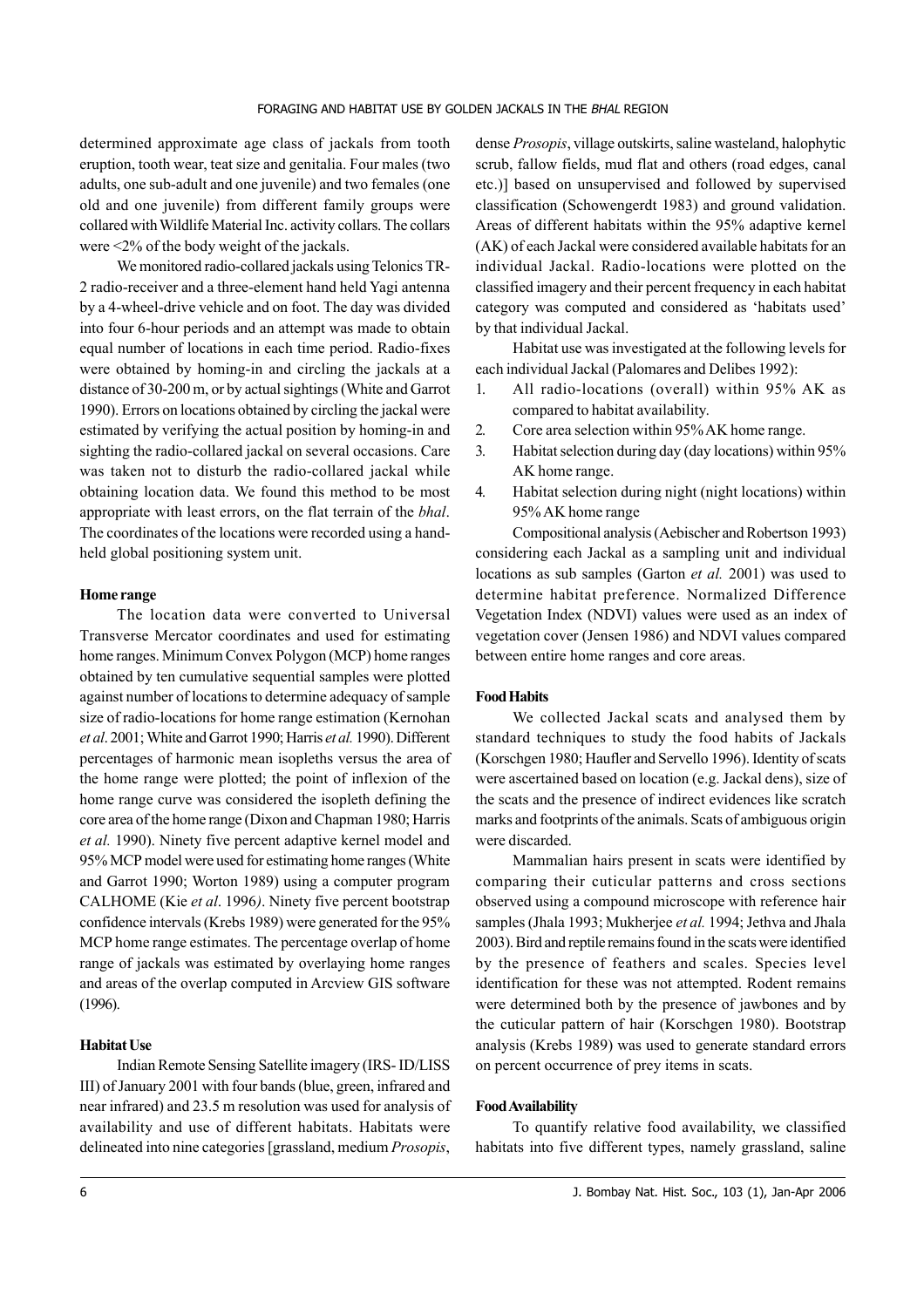determined approximate age class of jackals from tooth eruption, tooth wear, teat size and genitalia. Four males (two adults, one sub-adult and one juvenile) and two females (one old and one juvenile) from different family groups were collared with Wildlife Material Inc. activity collars. The collars were <2% of the body weight of the jackals.

We monitored radio-collared jackals using Telonics TR-2 radio-receiver and a three-element hand held Yagi antenna by a 4-wheel-drive vehicle and on foot. The day was divided into four 6-hour periods and an attempt was made to obtain equal number of locations in each time period. Radio-fixes were obtained by homing-in and circling the jackals at a distance of 30-200 m, or by actual sightings (White and Garrot 1990). Errors on locations obtained by circling the jackal were estimated by verifying the actual position by homing-in and sighting the radio-collared jackal on several occasions. Care was taken not to disturb the radio-collared jackal while obtaining location data. We found this method to be most appropriate with least errors, on the flat terrain of the *bhal*. The coordinates of the locations were recorded using a hand-held global positioning system unit.

**Home range**

The location data were converted to Universal Transverse Mercator coordinates and used for estimating home ranges. Minimum Convex Polygon (MCP) home ranges obtained by ten cumulative sequential samples were plotted against number of locations to determine adequacy of sample size of radio-locations for home range estimation (Kernohan *et al*. 2001; White and Garrot 1990; Harris *et al.* 1990). Different percentages of harmonic mean isopleths versus the area of the home range were plotted; the point of inflexion of the home range curve was considered the isopleth defining the core area of the home range (Dixon and Chapman 1980; Harris *et al.* 1990). Ninety five percent adaptive kernel model and 95% MCP model were used for estimating home ranges (White and Garrot 1990; Worton 1989) using a computer program CALHOME (Kie *et al*. 1996*)*. Ninety five percent bootstrap confidence intervals (Krebs 1989) were generated for the 95% MCP home range estimates. The percentage overlap of home range of jackals was estimated by overlaying home ranges and areas of the overlap computed in Arcview GIS software (1996).

**Habitat Use**

Indian Remote Sensing Satellite imagery (IRS- ID/LISS III) of January 2001 with four bands (blue, green, infrared and near infrared) and 23.5 m resolution was used for analysis of availability and use of different habitats. Habitats were delineated into nine categories [grassland, medium *Prosopis*, dense *Prosopis*, village outskirts, saline wasteland, halophytic scrub, fallow fields, mud flat and others (road edges, canal etc.)] based on unsupervised and followed by supervised classification (Schowengerdt 1983) and ground validation. Areas of different habitats within the 95% adaptive kernel (AK) of each Jackal were considered available habitats for an individual Jackal. Radio-locations were plotted on the classified imagery and their percent frequency in each habitat category was computed and considered as 'habitats used' by that individual Jackal.

Habitat use was investigated at the following levels for each individual Jackal (Palomares and Delibes 1992):

1. All radio-locations (overall) within 95% AK as compared to habitat availability.
2. Core area selection within 95% AK home range.
3. Habitat selection during day (day locations) within 95% AK home range.
4. Habitat selection during night (night locations) within 95% AK home range

Compositional analysis (Aebischer and Robertson 1993) considering each Jackal as a sampling unit and individual locations as sub samples (Garton *et al.* 2001) was used to determine habitat preference. Normalized Difference Vegetation Index (NDVI) values were used as an index of vegetation cover (Jensen 1986) and NDVI values compared between entire home ranges and core areas.

**Food Habits**

We collected Jackal scats and analysed them by standard techniques to study the food habits of Jackals (Korschgen 1980; Haufler and Servello 1996). Identity of scats were ascertained based on location (e.g. Jackal dens), size of the scats and the presence of indirect evidences like scratch marks and footprints of the animals. Scats of ambiguous origin were discarded.

Mammalian hairs present in scats were identified by comparing their cuticular patterns and cross sections observed using a compound microscope with reference hair samples (Jhala 1993; Mukherjee *et al.* 1994; Jethva and Jhala 2003). Bird and reptile remains found in the scats were identified by the presence of feathers and scales. Species level identification for these was not attempted. Rodent remains were determined both by the presence of jawbones and by the cuticular pattern of hair (Korschgen 1980). Bootstrap analysis (Krebs 1989) was used to generate standard errors on percent occurrence of prey items in scats.

**Food Availability**

To quantify relative food availability, we classified habitats into five different types, namely grassland, saline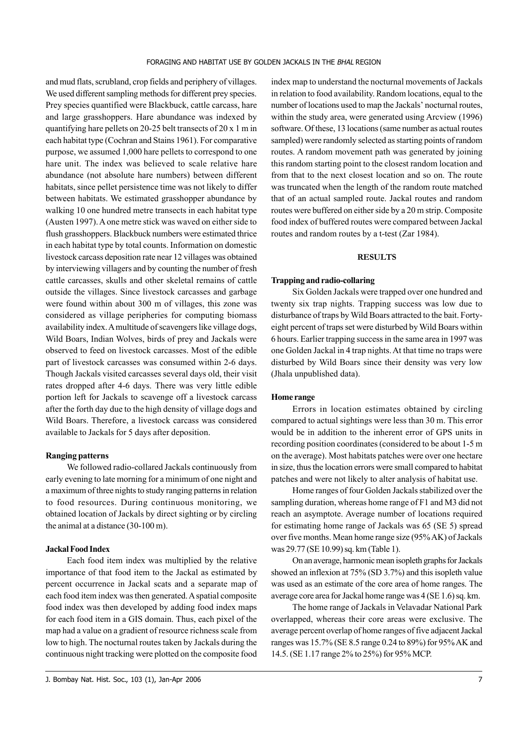and mud flats, scrubland, crop fields and periphery of villages. We used different sampling methods for different prey species. Prey species quantified were Blackbuck, cattle carcass, hare and large grasshoppers. Hare abundance was indexed by quantifying hare pellets on 20-25 belt transects of 20 x 1 m in each habitat type (Cochran and Stains 1961). For comparative purpose, we assumed 1,000 hare pellets to correspond to one hare unit. The index was believed to scale relative hare abundance (not absolute hare numbers) between different habitats, since pellet persistence time was not likely to differ between habitats. We estimated grasshopper abundance by walking 10 one hundred metre transects in each habitat type (Austen 1997). A one metre stick was waved on either side to flush grasshoppers. Blackbuck numbers were estimated thrice in each habitat type by total counts. Information on domestic livestock carcass deposition rate near 12 villages was obtained by interviewing villagers and by counting the number of fresh cattle carcasses, skulls and other skeletal remains of cattle outside the villages. Since livestock carcasses and garbage were found within about 300 m of villages, this zone was considered as village peripheries for computing biomass availability index. A multitude of scavengers like village dogs, Wild Boars, Indian Wolves, birds of prey and Jackals were observed to feed on livestock carcasses. Most of the edible part of livestock carcasses was consumed within 2-6 days. Though Jackals visited carcasses several days old, their visit rates dropped after 4-6 days. There was very little edible portion left for Jackals to scavenge off a livestock carcass after the forth day due to the high density of village dogs and Wild Boars. Therefore, a livestock carcass was considered available to Jackals for 5 days after deposition.

### Ranging patterns

We followed radio-collared Jackals continuously from early evening to late morning for a minimum of one night and a maximum of three nights to study ranging patterns in relation to food resources. During continuous monitoring, we obtained location of Jackals by direct sighting or by circling the animal at a distance (30-100 m).

### Jackal Food Index

Each food item index was multiplied by the relative importance of that food item to the Jackal as estimated by percent occurrence in Jackal scats and a separate map of each food item index was then generated. A spatial composite food index was then developed by adding food index maps for each food item in a GIS domain. Thus, each pixel of the map had a value on a gradient of resource richness scale from low to high. The nocturnal routes taken by Jackals during the continuous night tracking were plotted on the composite food index map to understand the nocturnal movements of Jackals in relation to food availability. Random locations, equal to the number of locations used to map the Jackals' nocturnal routes, within the study area, were generated using Arcview (1996) software. Of these, 13 locations (same number as actual routes sampled) were randomly selected as starting points of random routes. A random movement path was generated by joining this random starting point to the closest random location and from that to the next closest location and so on. The route was truncated when the length of the random route matched that of an actual sampled route. Jackal routes and random routes were buffered on either side by a 20 m strip. Composite food index of buffered routes were compared between Jackal routes and random routes by a t-test (Zar 1984).

## RESULTS

### Trapping and radio-collaring

Six Golden Jackals were trapped over one hundred and twenty six trap nights. Trapping success was low due to disturbance of traps by Wild Boars attracted to the bait. Forty-eight percent of traps set were disturbed by Wild Boars within 6 hours. Earlier trapping success in the same area in 1997 was one Golden Jackal in 4 trap nights. At that time no traps were disturbed by Wild Boars since their density was very low (Jhala unpublished data).

### Home range

Errors in location estimates obtained by circling compared to actual sightings were less than 30 m. This error would be in addition to the inherent error of GPS units in recording position coordinates (considered to be about 1-5 m on the average). Most habitats patches were over one hectare in size, thus the location errors were small compared to habitat patches and were not likely to alter analysis of habitat use.

Home ranges of four Golden Jackals stabilized over the sampling duration, whereas home range of F1 and M3 did not reach an asymptote. Average number of locations required for estimating home range of Jackals was 65 (SE 5) spread over five months. Mean home range size (95% AK) of Jackals was 29.77 (SE 10.99) sq. km (Table 1).

On an average, harmonic mean isopleth graphs for Jackals showed an inflexion at 75% (SD 3.7%) and this isopleth value was used as an estimate of the core area of home ranges. The average core area for Jackal home range was 4 (SE 1.6) sq. km.

The home range of Jackals in Velavadar National Park overlapped, whereas their core areas were exclusive. The average percent overlap of home ranges of five adjacent Jackal ranges was 15.7% (SE 8.5 range 0.24 to 89%) for 95% AK and 14.5. (SE 1.17 range 2% to 25%) for 95% MCP.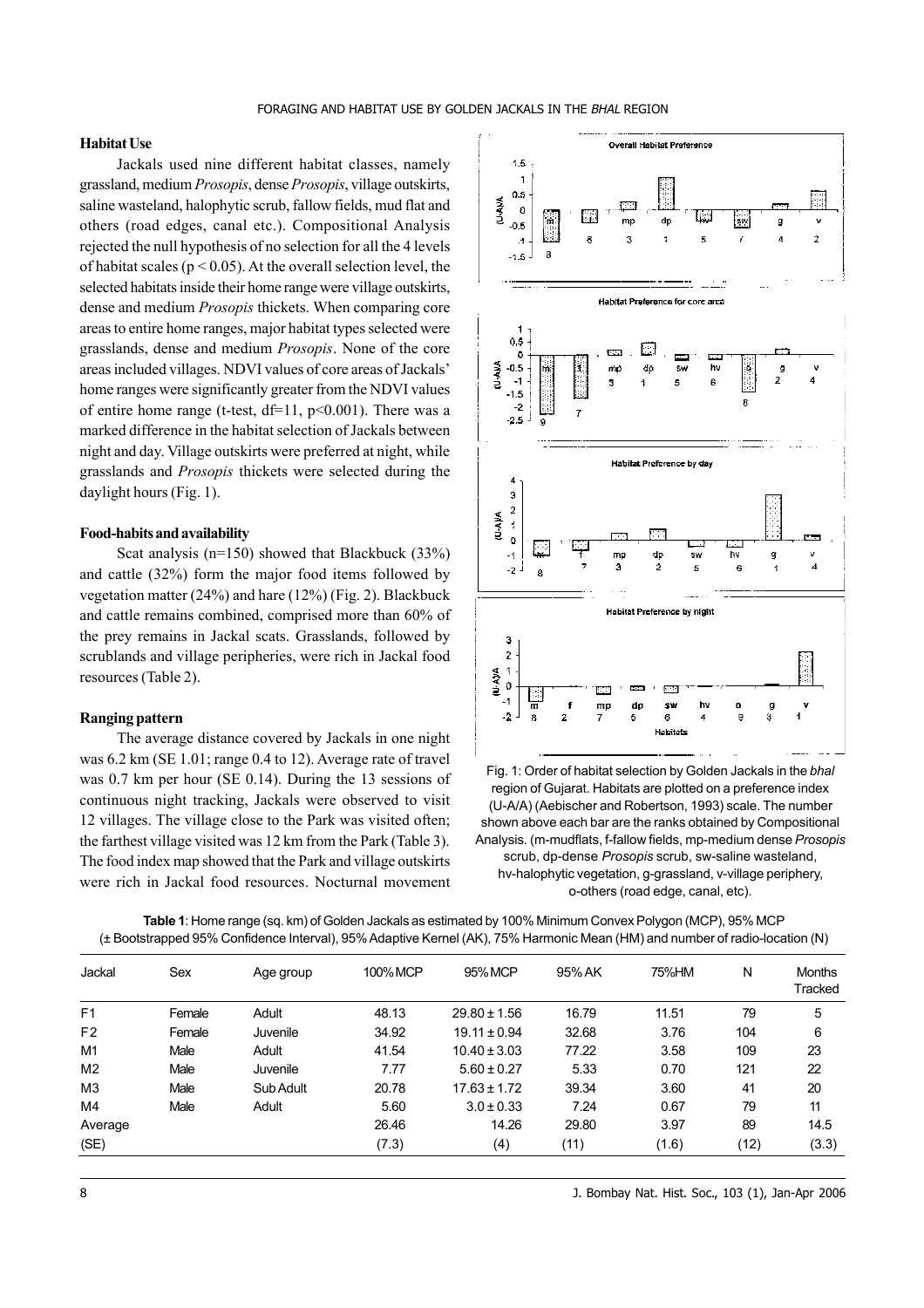### Habitat Use

Jackals used nine different habitat classes, namely grassland, medium *Prosopis*, dense *Prosopis*, village outskirts, saline wasteland, halophytic scrub, fallow fields, mud flat and others (road edges, canal etc.). Compositional Analysis rejected the null hypothesis of no selection for all the 4 levels of habitat scales ($p < 0.05$). At the overall selection level, the selected habitats inside their home range were village outskirts, dense and medium *Prosopis* thickets. When comparing core areas to entire home ranges, major habitat types selected were grasslands, dense and medium *Prosopis*. None of the core areas included villages. NDVI values of core areas of Jackals' home ranges were significantly greater from the NDVI values of entire home range (t-test, df=11, $p<0.001$). There was a marked difference in the habitat selection of Jackals between night and day. Village outskirts were preferred at night, while grasslands and *Prosopis* thickets were selected during the daylight hours (Fig. 1).

### Food-habits and availability

Scat analysis (n=150) showed that Blackbuck (33%) and cattle (32%) form the major food items followed by vegetation matter (24%) and hare (12%) (Fig. 2). Blackbuck and cattle remains combined, comprised more than 60% of the prey remains in Jackal scats. Grasslands, followed by scrublands and village peripheries, were rich in Jackal food resources (Table 2).

### Ranging pattern

The average distance covered by Jackals in one night was 6.2 km (SE 1.01; range 0.4 to 12). Average rate of travel was 0.7 km per hour (SE 0.14). During the 13 sessions of continuous night tracking, Jackals were observed to visit 12 villages. The village close to the Park was visited often; the farthest village visited was 12 km from the Park (Table 3). The food index map showed that the Park and village outskirts were rich in Jackal food resources. Nocturnal movement

Fig. 1: Order of habitat selection by Golden Jackals in the *bhal* region of Gujarat. Habitats are plotted on a preference index (U-A/A) (Aebischer and Robertson, 1993) scale. The number shown above each bar are the ranks obtained by Compositional Analysis. (m-mudflats, f-fallow fields, mp-medium dense *Prosopis* scrub, dp-dense *Prosopis* scrub, sw-saline wasteland, hv-halophytic vegetation, g-grassland, v-village periphery, o-others (road edge, canal, etc).

**Table 1**: Home range (sq. km) of Golden Jackals as estimated by 100% Minimum Convex Polygon (MCP), 95% MCP (± Bootstrapped 95% Confidence Interval), 95% Adaptive Kernel (AK), 75% Harmonic Mean (HM) and number of radio-location (N)

| Jackal | Sex | Age group | 100% MCP | 95% MCP | 95% AK | 75%HM | N | Months Tracked |
|---|---|---|---|---|---|---|---|---|
| F1 | Female | Adult | 48.13 | 29.80 ± 1.56 | 16.79 | 11.51 | 79 | 5 |
| F2 | Female | Juvenile | 34.92 | 19.11 ± 0.94 | 32.68 | 3.76 | 104 | 6 |
| M1 | Male | Adult | 41.54 | 10.40 ± 3.03 | 77.22 | 3.58 | 109 | 23 |
| M2 | Male | Juvenile | 7.77 | 5.60 ± 0.27 | 5.33 | 0.70 | 121 | 22 |
| M3 | Male | Sub Adult | 20.78 | 17.63 ± 1.72 | 39.34 | 3.60 | 41 | 20 |
| M4 | Male | Adult | 5.60 | 3.0 ± 0.33 | 7.24 | 0.67 | 79 | 11 |
| Average | | | 26.46 | 14.26 | 29.80 | 3.97 | 89 | 14.5 |
| (SE) | | | (7.3) | (4) | (11) | (1.6) | (12) | (3.3) |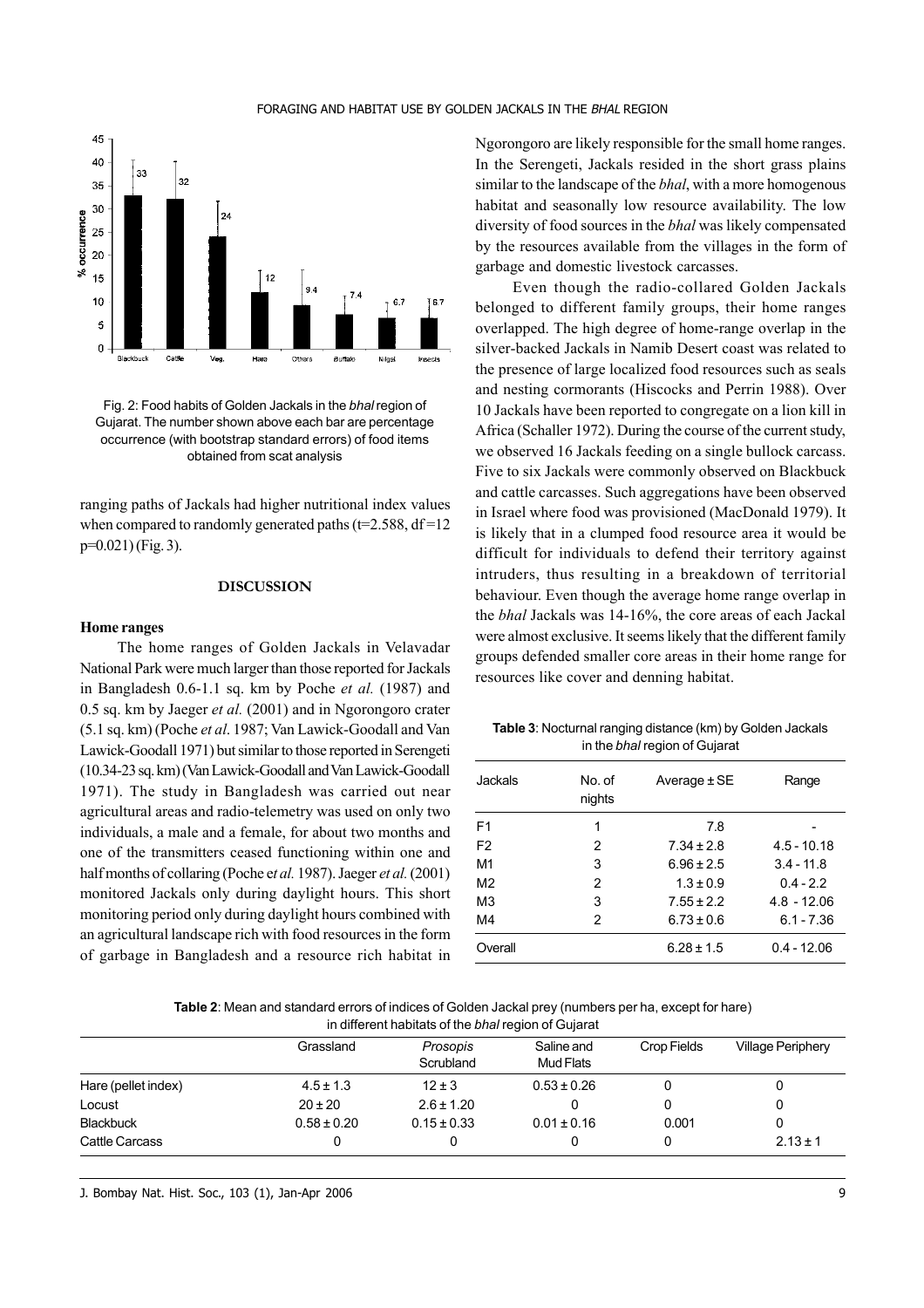Fig. 2: Food habits of Golden Jackals in the *bhal* region of Gujarat. The number shown above each bar are percentage occurrence (with bootstrap standard errors) of food items obtained from scat analysis

ranging paths of Jackals had higher nutritional index values when compared to randomly generated paths ($t=2.588$, $df=12$ $p=0.021$) (Fig. 3).

## DISCUSSION

### Home ranges

The home ranges of Golden Jackals in Velavadar National Park were much larger than those reported for Jackals in Bangladesh 0.6-1.1 sq. km by Poche *et al.* (1987) and 0.5 sq. km by Jaeger *et al.* (2001) and in Ngorongoro crater (5.1 sq. km) (Poche *et al*. 1987; Van Lawick-Goodall and Van Lawick-Goodall 1971) but similar to those reported in Serengeti (10.34-23 sq. km) (Van Lawick-Goodall and Van Lawick-Goodall 1971). The study in Bangladesh was carried out near agricultural areas and radio-telemetry was used on only two individuals, a male and a female, for about two months and one of the transmitters ceased functioning within one and half months of collaring (Poche *et al.* 1987). Jaeger *et al.* (2001) monitored Jackals only during daylight hours. This short monitoring period only during daylight hours combined with an agricultural landscape rich with food resources in the form of garbage in Bangladesh and a resource rich habitat in Ngorongoro are likely responsible for the small home ranges. In the Serengeti, Jackals resided in the short grass plains similar to the landscape of the *bhal*, with a more homogenous habitat and seasonally low resource availability. The low diversity of food sources in the *bhal* was likely compensated by the resources available from the villages in the form of garbage and domestic livestock carcasses.

Even though the radio-collared Golden Jackals belonged to different family groups, their home ranges overlapped. The high degree of home-range overlap in the silver-backed Jackals in Namib Desert coast was related to the presence of large localized food resources such as seals and nesting cormorants (Hiscocks and Perrin 1988). Over 10 Jackals have been reported to congregate on a lion kill in Africa (Schaller 1972). During the course of the current study, we observed 16 Jackals feeding on a single bullock carcass. Five to six Jackals were commonly observed on Blackbuck and cattle carcasses. Such aggregations have been observed in Israel where food was provisioned (MacDonald 1979). It is likely that in a clumped food resource area it would be difficult for individuals to defend their territory against intruders, thus resulting in a breakdown of territorial behaviour. Even though the average home range overlap in the *bhal* Jackals was 14-16%, the core areas of each Jackal were almost exclusive. It seems likely that the different family groups defended smaller core areas in their home range for resources like cover and denning habitat.

**Table 3**: Nocturnal ranging distance (km) by Golden Jackals in the *bhal* region of Gujarat

| Jackals | No. of nights | Average ± SE | Range |
|---|---|---|---|
| F1 | 1 | 7.8 | - |
| F2 | 2 | 7.34 ± 2.8 | 4.5 - 10.18 |
| M1 | 3 | 6.96 ± 2.5 | 3.4 - 11.8 |
| M2 | 2 | 1.3 ± 0.9 | 0.4 - 2.2 |
| M3 | 3 | 7.55 ± 2.2 | 4.8 - 12.06 |
| M4 | 2 | 6.73 ± 0.6 | 6.1 - 7.36 |
| Overall | | 6.28 ± 1.5 | 0.4 - 12.06 |

**Table 2**: Mean and standard errors of indices of Golden Jackal prey (numbers per ha, except for hare) in different habitats of the *bhal* region of Gujarat

| | Grassland | *Prosopis* Scrubland | Saline and Mud Flats | Crop Fields | Village Periphery |
|---|---|---|---|---|---|
| Hare (pellet index) | 4.5 ± 1.3 | 12 ± 3 | 0.53 ± 0.26 | 0 | 0 |
| Locust | 20 ± 20 | 2.6 ± 1.20 | 0 | 0 | 0 |
| Blackbuck | 0.58 ± 0.20 | 0.15 ± 0.33 | 0.01 ± 0.16 | 0.001 | 0 |
| Cattle Carcass | 0 | 0 | 0 | 0 | 2.13 ± 1 |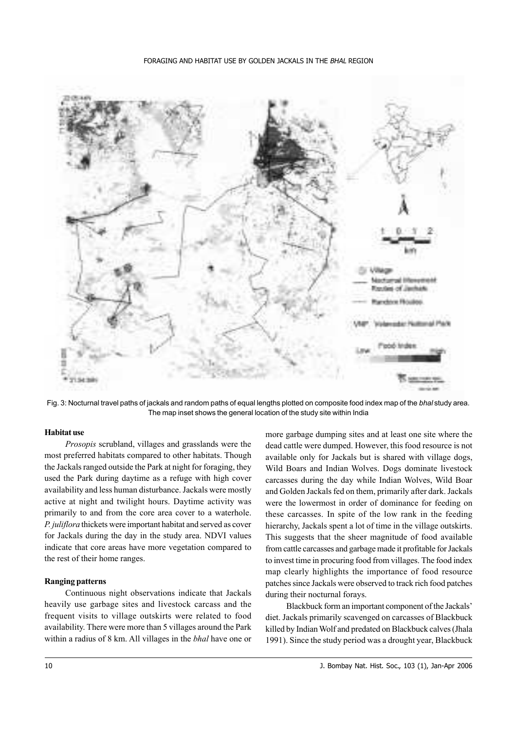Fig. 3: Nocturnal travel paths of jackals and random paths of equal lengths plotted on composite food index map of the *bhal* study area. The map inset shows the general location of the study site within India

**Habitat use**

*Prosopis* scrubland, villages and grasslands were the most preferred habitats compared to other habitats. Though the Jackals ranged outside the Park at night for foraging, they used the Park during daytime as a refuge with high cover availability and less human disturbance. Jackals were mostly active at night and twilight hours. Daytime activity was primarily to and from the core area cover to a waterhole. *P. juliflora* thickets were important habitat and served as cover for Jackals during the day in the study area. NDVI values indicate that core areas have more vegetation compared to the rest of their home ranges.

**Ranging patterns**

Continuous night observations indicate that Jackals heavily use garbage sites and livestock carcass and the frequent visits to village outskirts were related to food availability. There were more than 5 villages around the Park within a radius of 8 km. All villages in the *bhal* have one or more garbage dumping sites and at least one site where the dead cattle were dumped. However, this food resource is not available only for Jackals but is shared with village dogs, Wild Boars and Indian Wolves. Dogs dominate livestock carcasses during the day while Indian Wolves, Wild Boar and Golden Jackals fed on them, primarily after dark. Jackals were the lowermost in order of dominance for feeding on these carcasses. In spite of the low rank in the feeding hierarchy, Jackals spent a lot of time in the village outskirts. This suggests that the sheer magnitude of food available from cattle carcasses and garbage made it profitable for Jackals to invest time in procuring food from villages. The food index map clearly highlights the importance of food resource patches since Jackals were observed to track rich food patches during their nocturnal forays.

Blackbuck form an important component of the Jackals' diet. Jackals primarily scavenged on carcasses of Blackbuck killed by Indian Wolf and predated on Blackbuck calves (Jhala 1991). Since the study period was a drought year, Blackbuck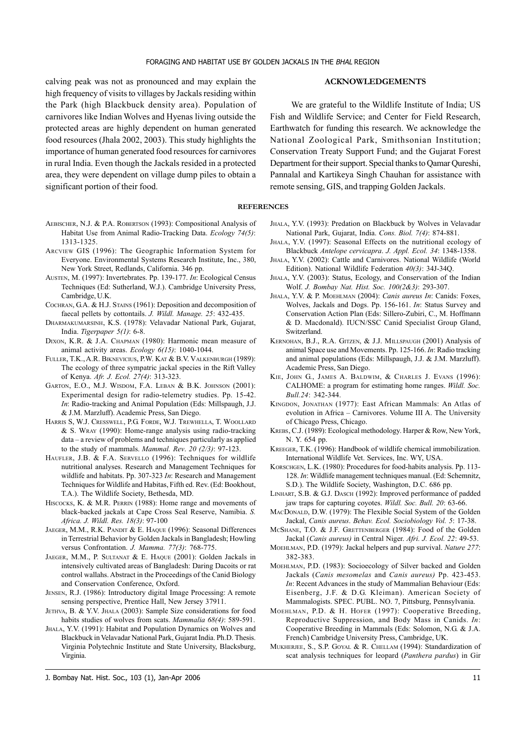calving peak was not as pronounced and may explain the high frequency of visits to villages by Jackals residing within the Park (high Blackbuck density area). Population of carnivores like Indian Wolves and Hyenas living outside the protected areas are highly dependent on human generated food resources (Jhala 2002, 2003). This study highlights the importance of human generated food resources for carnivores in rural India. Even though the Jackals resided in a protected area, they were dependent on village dump piles to obtain a significant portion of their food.

## ACKNOWLEDGEMENTS

We are grateful to the Wildlife Institute of India; US Fish and Wildlife Service; and Center for Field Research, Earthwatch for funding this research. We acknowledge the National Zoological Park, Smithsonian Institution; Conservation Treaty Support Fund; and the Gujarat Forest Department for their support. Special thanks to Qamar Qureshi, Pannalal and Kartikeya Singh Chauhan for assistance with remote sensing, GIS, and trapping Golden Jackals.

## REFERENCES

Aebischer, N.J. & P.A. Robertson (1993): Compositional Analysis of Habitat Use from Animal Radio-Tracking Data. *Ecology 74(5)*: 1313-1325.

Arcview GIS (1996): The Geographic Information System for Everyone. Environmental Systems Research Institute, Inc., 380, New York Street, Redlands, California. 346 pp.

Austen, M. (1997): Invertebrates. Pp. 139-177. *In*: Ecological Census Techniques (Ed: Sutherland, W.J.). Cambridge University Press, Cambridge, U.K.

Cochran, G.A. & H.J. Stains (1961): Deposition and decomposition of faecal pellets by cottontails. *J. Wildl. Manage. 25*: 432-435.

Dharmakumarsinh, K.S. (1978): Velavadar National Park, Gujarat, India. *Tigerpaper 5(1)*: 6-8.

Dixon, K.R. & J.A. Chapman (1980): Harmonic mean measure of animal activity areas. *Ecology 6(15)*: 1040-1044.

Fuller, T.K., A.R. Biknevicius, P.W. Kat & B.V. Valkenburgh (1989): The ecology of three sympatric jackal species in the Rift Valley of Kenya. *Afr. J. Ecol. 27(4)*: 313-323.

Garton, E.O., M.J. Wisdom, F.A. Leban & B.K. Johnson (2001): Experimental design for radio-telemetry studies. Pp. 15-42. *In*: Radio-tracking and Animal Population (Eds: Millspaugh, J.J. & J.M. Marzluff). Academic Press, San Diego.

Harris S, W.J. Cresswell, P.G. Forde, W.J. Trewhella, T. Woollard & S. Wray (1990): Home-range analysis using radio-tracking data – a review of problems and techniques particularly as applied to the study of mammals. *Mammal. Rev. 20 (2/3)*: 97-123.

Haufler, J.B. & F.A. Servello (1996): Techniques for wildlife nutritional analyses. Research and Management Techniques for wildlife and habitats. Pp. 307-323 *In*: Research and Management Techniques for Wildlife and Habitas, Fifth ed. Rev. (Ed: Bookhout, T.A.). The Wildlife Society, Bethesda, MD.

Hiscocks, K. & M.R. Perrin (1988): Home range and movements of black-backed jackals at Cape Cross Seal Reserve, Namibia. *S. Africa. J. Wildl. Res. 18(3)*: 97-100

Jaeger, M.M., R.K. Pandit & E. Haque (1996): Seasonal Differences in Terrestrial Behavior by Golden Jackals in Bangladesh; Howling versus Confrontation. *J. Mamma. 77(3)*: 768-775.

Jaeger, M.M., P. Sultanat & E. Haque (2001): Golden Jackals in intensively cultivated areas of Bangladesh: Daring Dacoits or rat control wallahs. Abstract in the Proceedings of the Canid Biology and Conservation Conference, Oxford.

Jensen, R.J. (1986): Introductory digital Image Processing: A remote sensing perspective, Prentice Hall, New Jersey 37911.

Jethva, B. & Y.V. Jhala (2003): Sample Size considerations for food habits studies of wolves from scats. *Mammalia 68(4)*: 589-591.

Jhala, Y.V. (1991): Habitat and Population Dynamics on Wolves and Blackbuck in Velavadar National Park, Gujarat India. Ph.D. Thesis. Virginia Polytechnic Institute and State University, Blacksburg, Virginia.

Jhala, Y.V. (1993): Predation on Blackbuck by Wolves in Velavadar National Park, Gujarat, India. *Cons. Biol. 7(4)*: 874-881.

Jhala, Y.V. (1997): Seasonal Effects on the nutritional ecology of Blackbuck *Antelope cervicapra*. *J. Appl. Ecol. 34*: 1348-1358.

Jhala, Y.V. (2002): Cattle and Carnivores. National Wildlife (World Edition). National Wildlife Federation *40(3)*: 34J-34Q.

Jhala, Y.V. (2003): Status, Ecology, and Conservation of the Indian Wolf. *J. Bombay Nat. Hist. Soc. 100(2&3)*: 293-307.

Jhala, Y.V. & P. Moehlman (2004): *Canis aureus In*: Canids: Foxes, Wolves, Jackals and Dogs. Pp. 156-161. *In*: Status Survey and Conservation Action Plan (Eds: Sillero-Zubiri, C., M. Hoffmann & D. Macdonald). IUCN/SSC Canid Specialist Group Gland, Switzerland.

Kernohan, B.J., R.A. Gitzen, & J.J. Millspaugh (2001) Analysis of animal Space use and Movements. Pp. 125-166. *In*: Radio tracking and animal populations (Eds: Millspaugh, J.J. & J.M. Marzluff). Academic Press, San Diego.

Kie, John G., James A. Baldwim, & Charles J. Evans (1996): CALHOME: a program for estimating home ranges. *Wildl. Soc. Bull.24*: 342-344.

Kingdon, Jonathan (1977): East African Mammals: An Atlas of evolution in Africa – Carnivores. Volume III A. The University of Chicago Press, Chicago.

Krebs, C.J. (1989): Ecological methodology. Harper & Row, New York, N. Y. 654 pp.

Kreeger, T.K. (1996): Handbook of wildlife chemical immobilization. International Wildlife Vet. Services, Inc. WY, USA.

Korschgen, L.K. (1980): Procedures for food-habits analysis. Pp. 113-128. *In*: Wildlife management techniques manual. (Ed: Schemnitz, S.D.). The Wildlife Society, Washington, D.C. 686 pp.

Linhart, S.B. & G.J. Dasch (1992): Improved performance of padded jaw traps for capturing coyotes. *Wildl. Soc. Bull. 20*: 63-66.

MacDonald, D.W. (1979): The Flexible Social System of the Golden Jackal, *Canis aureus*. *Behav. Ecol. Sociobiology Vol. 5*: 17-38.

McShane, T.O. & J.F. Grettenberger (1984): Food of the Golden Jackal (*Canis aureus)* in Central Niger. *Afri. J. Ecol. 22*: 49-53.

Moehlman, P.D. (1979): Jackal helpers and pup survival. *Nature 277*: 382-383.

Moehlman, P.D. (1983): Socioecology of Silver backed and Golden Jackals (*Canis mesomelas* and *Canis aureus)* Pp. 423-453. *In*: Recent Advances in the study of Mammalian Behaviour (Eds: Eisenberg, J.F. & D.G. Kleiman). American Society of Mammalogists. SPEC. PUBL. NO. 7, Pittsburg, Pennsylvania.

Moehlman, P.D. & H. Hofer (1997): Cooperative Breeding, Reproductive Suppression, and Body Mass in Canids. *In*: Cooperative Breeding in Mammals (Eds: Solomon, N.G. & J.A. French) Cambridge University Press, Cambridge, UK.

Mukherjee, S., S.P. Goyal & R. Chellam (1994): Standardization of scat analysis techniques for leopard (*Panthera pardus*) in Gir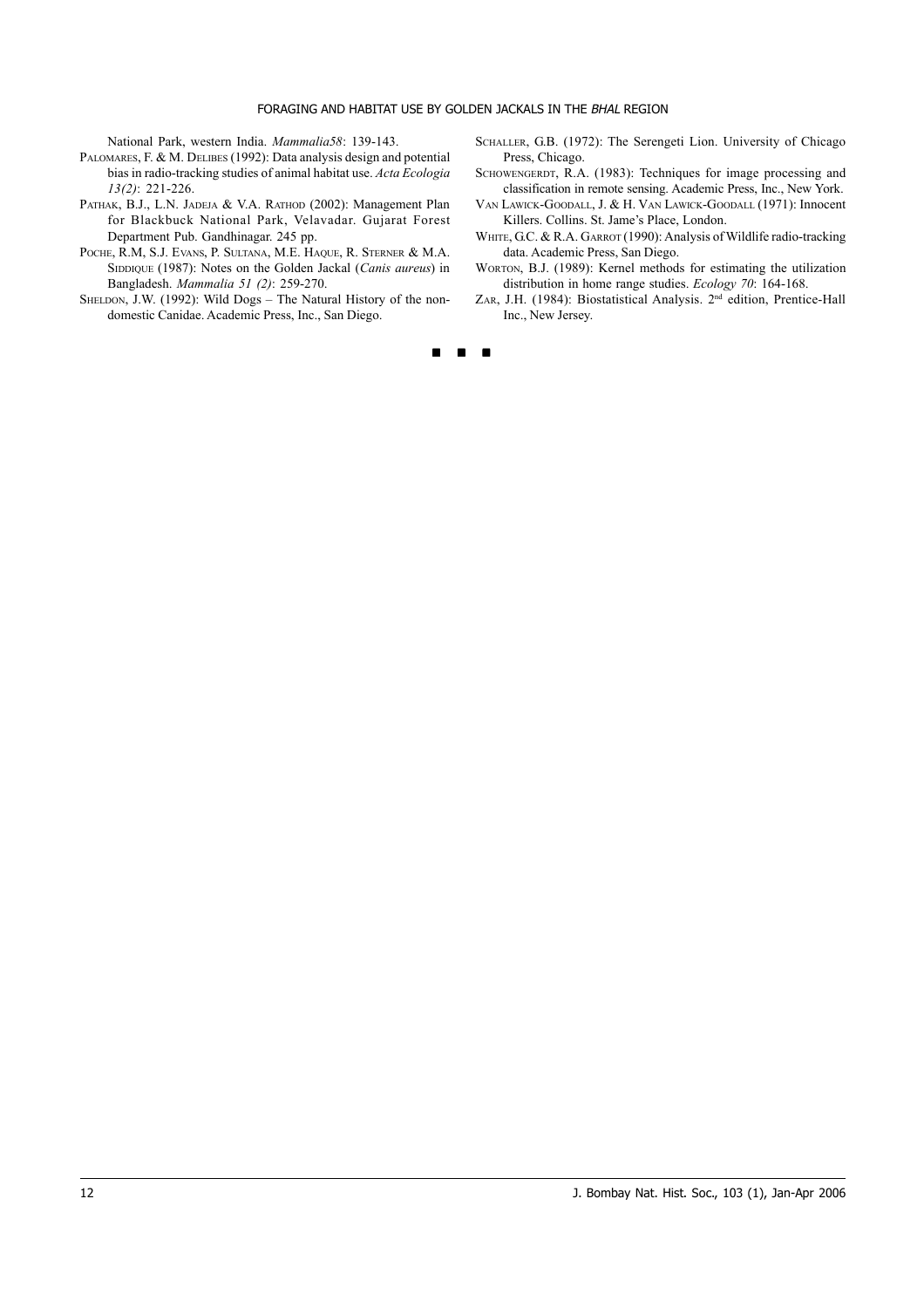National Park, western India. *Mammalia58*: 139-143.

Palomares, F. & M. Delibes (1992): Data analysis design and potential bias in radio-tracking studies of animal habitat use. *Acta Ecologia 13(2)*: 221-226.

Pathak, B.J., L.N. Jadeja & V.A. Rathod (2002): Management Plan for Blackbuck National Park, Velavadar. Gujarat Forest Department Pub. Gandhinagar. 245 pp.

Poche, R.M, S.J. Evans, P. Sultana, M.E. Haque, R. Sterner & M.A. Siddique (1987): Notes on the Golden Jackal (*Canis aureus*) in Bangladesh. *Mammalia 51 (2)*: 259-270.

Sheldon, J.W. (1992): Wild Dogs – The Natural History of the non-domestic Canidae. Academic Press, Inc., San Diego.

Schaller, G.B. (1972): The Serengeti Lion. University of Chicago Press, Chicago.

Schowengerdt, R.A. (1983): Techniques for image processing and classification in remote sensing. Academic Press, Inc., New York.

Van Lawick-Goodall, J. & H. Van Lawick-Goodall (1971): Innocent Killers. Collins. St. Jame's Place, London.

White, G.C. & R.A. Garrot (1990): Analysis of Wildlife radio-tracking data. Academic Press, San Diego.

Worton, B.J. (1989): Kernel methods for estimating the utilization distribution in home range studies. *Ecology 70*: 164-168.

Zar, J.H. (1984): Biostatistical Analysis. 2nd edition, Prentice-Hall Inc., New Jersey.

■ ■ ■